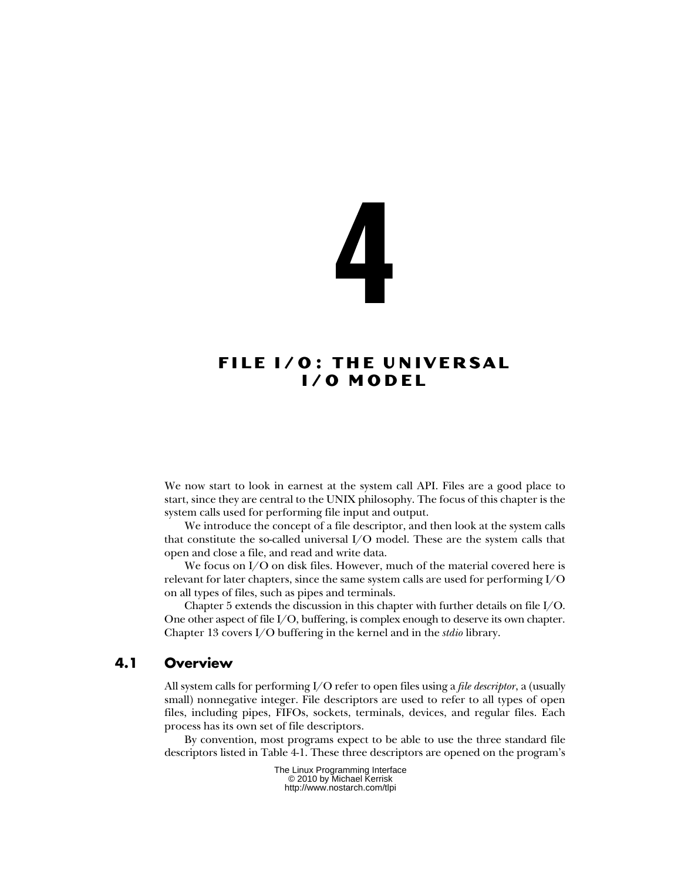# 4

# FILE I/O: THE UNIVERSAL I/O MODEL

We now start to look in earnest at the system call API. Files are a good place to start, since they are central to the UNIX philosophy. The focus of this chapter is the system calls used for performing file input and output.

We introduce the concept of a file descriptor, and then look at the system calls that constitute the so-called universal I/O model. These are the system calls that open and close a file, and read and write data.

We focus on I/O on disk files. However, much of the material covered here is relevant for later chapters, since the same system calls are used for performing I/O on all types of files, such as pipes and terminals.

Chapter 5 extends the discussion in this chapter with further details on file I/O. One other aspect of file I/O, buffering, is complex enough to deserve its own chapter. Chapter 13 covers I/O buffering in the kernel and in the *stdio* library.

## 4.1 Overview

All system calls for performing I/O refer to open files using a *file descriptor*, a (usually small) nonnegative integer. File descriptors are used to refer to all types of open files, including pipes, FIFOs, sockets, terminals, devices, and regular files. Each process has its own set of file descriptors.

By convention, most programs expect to be able to use the three standard file descriptors listed in Table 4-1. These three descriptors are opened on the program's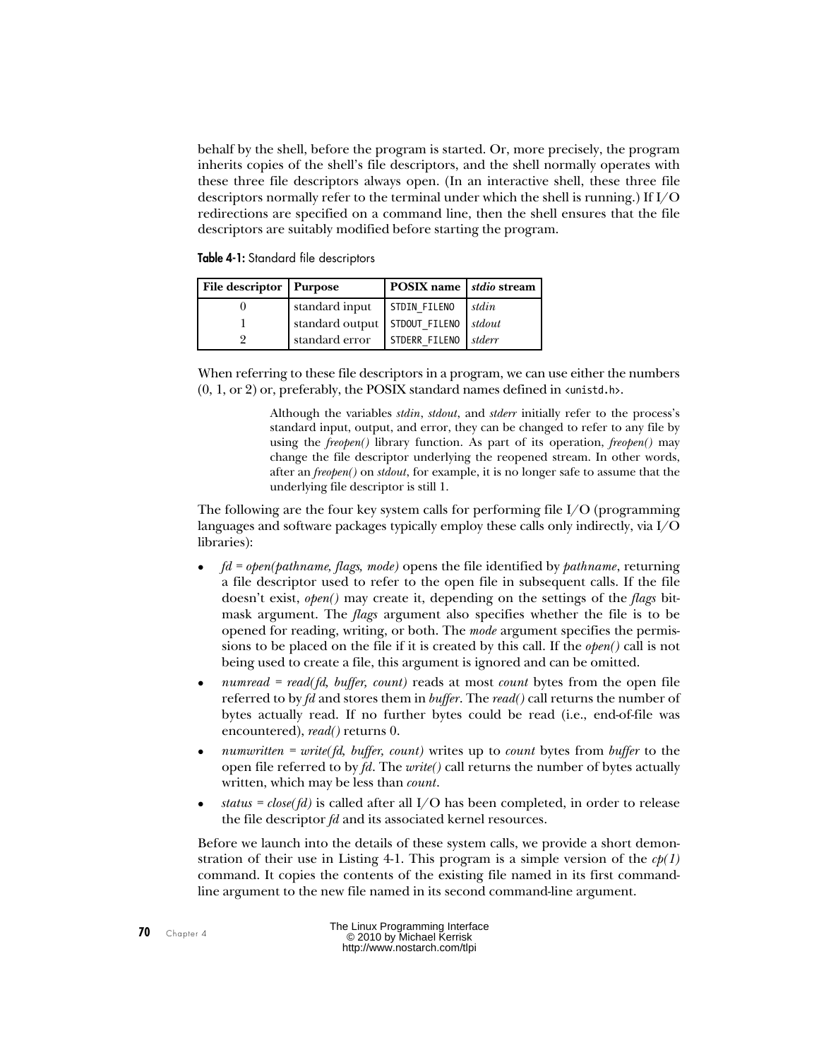behalf by the shell, before the program is started. Or, more precisely, the program inherits copies of the shell's file descriptors, and the shell normally operates with these three file descriptors always open. (In an interactive shell, these three file descriptors normally refer to the terminal under which the shell is running.) If I/O redirections are specified on a command line, then the shell ensures that the file descriptors are suitably modified before starting the program.

**Table 4-1:** Standard file descriptors

| File descriptor | Purpose | POSIX name | *stdio* stream |
|---|---|---|---|
| 0 | standard input | `STDIN_FILENO` | *stdin* |
| 1 | standard output | `STDOUT_FILENO` | *stdout* |
| 2 | standard error | `STDERR_FILENO` | *stderr* |

When referring to these file descriptors in a program, we can use either the numbers (0, 1, or 2) or, preferably, the POSIX standard names defined in `<unistd.h>`.

> Although the variables *stdin*, *stdout*, and *stderr* initially refer to the process's standard input, output, and error, they can be changed to refer to any file by using the *freopen()* library function. As part of its operation, *freopen()* may change the file descriptor underlying the reopened stream. In other words, after an *freopen()* on *stdout*, for example, it is no longer safe to assume that the underlying file descriptor is still 1.

The following are the four key system calls for performing file I/O (programming languages and software packages typically employ these calls only indirectly, via I/O libraries):

- *fd = open(pathname, flags, mode)* opens the file identified by *pathname*, returning a file descriptor used to refer to the open file in subsequent calls. If the file doesn't exist, *open()* may create it, depending on the settings of the *flags* bit-mask argument. The *flags* argument also specifies whether the file is to be opened for reading, writing, or both. The *mode* argument specifies the permissions to be placed on the file if it is created by this call. If the *open()* call is not being used to create a file, this argument is ignored and can be omitted.
- *numread = read(fd, buffer, count)* reads at most *count* bytes from the open file referred to by *fd* and stores them in *buffer*. The *read()* call returns the number of bytes actually read. If no further bytes could be read (i.e., end-of-file was encountered), *read()* returns 0.
- *numwritten = write(fd, buffer, count)* writes up to *count* bytes from *buffer* to the open file referred to by *fd*. The *write()* call returns the number of bytes actually written, which may be less than *count*.
- *status = close(fd)* is called after all I/O has been completed, in order to release the file descriptor *fd* and its associated kernel resources.

Before we launch into the details of these system calls, we provide a short demonstration of their use in Listing 4-1. This program is a simple version of the *cp(1)* command. It copies the contents of the existing file named in its first command-line argument to the new file named in its second command-line argument.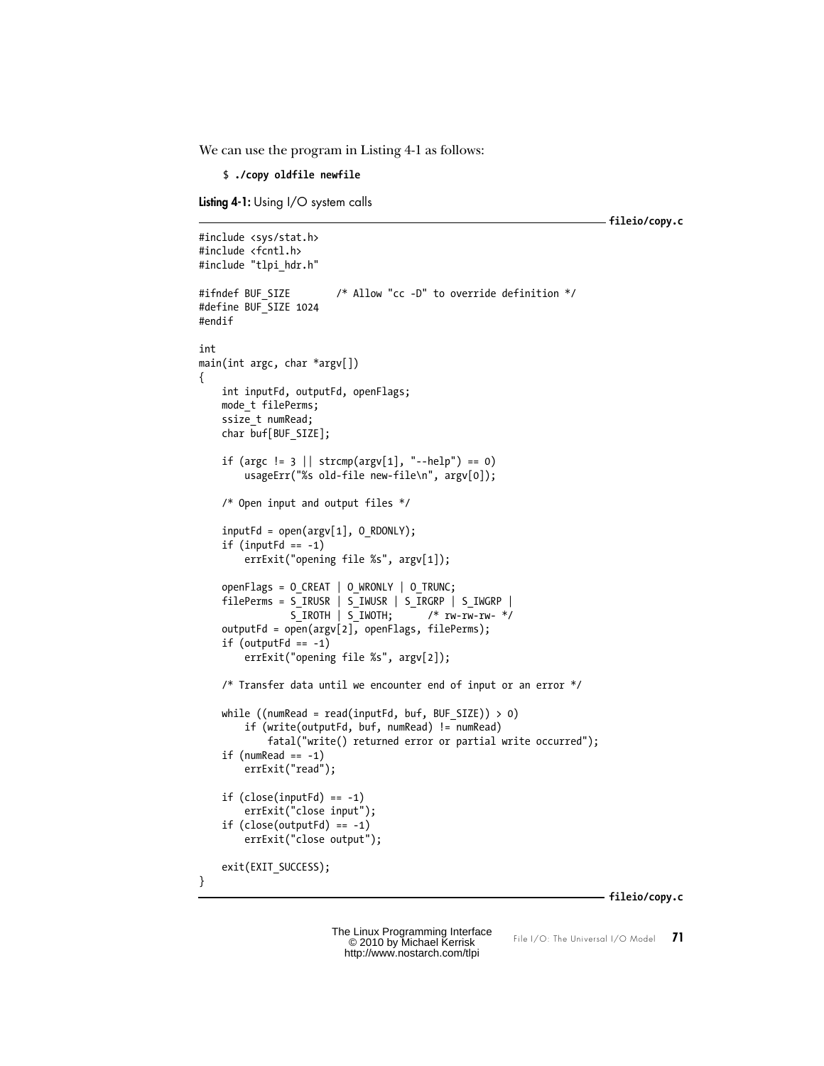We can use the program in Listing 4-1 as follows:

```
$ ./copy oldfile newfile
```

**Listing 4-1:** Using I/O system calls

**fileio/copy.c**

```c
#include <sys/stat.h>
#include <fcntl.h>
#include "tlpi_hdr.h"

#ifndef BUF_SIZE        /* Allow "cc -D" to override definition */
#define BUF_SIZE 1024
#endif

int
main(int argc, char *argv[])
{
    int inputFd, outputFd, openFlags;
    mode_t filePerms;
    ssize_t numRead;
    char buf[BUF_SIZE];

    if (argc != 3 || strcmp(argv[1], "--help") == 0)
        usageErr("%s old-file new-file\n", argv[0]);

    /* Open input and output files */

    inputFd = open(argv[1], O_RDONLY);
    if (inputFd == -1)
        errExit("opening file %s", argv[1]);

    openFlags = O_CREAT | O_WRONLY | O_TRUNC;
    filePerms = S_IRUSR | S_IWUSR | S_IRGRP | S_IWGRP |
                S_IROTH | S_IWOTH;      /* rw-rw-rw- */
    outputFd = open(argv[2], openFlags, filePerms);
    if (outputFd == -1)
        errExit("opening file %s", argv[2]);

    /* Transfer data until we encounter end of input or an error */

    while ((numRead = read(inputFd, buf, BUF_SIZE)) > 0)
        if (write(outputFd, buf, numRead) != numRead)
            fatal("write() returned error or partial write occurred");
    if (numRead == -1)
        errExit("read");

    if (close(inputFd) == -1)
        errExit("close input");
    if (close(outputFd) == -1)
        errExit("close output");

    exit(EXIT_SUCCESS);
}
```

**fileio/copy.c**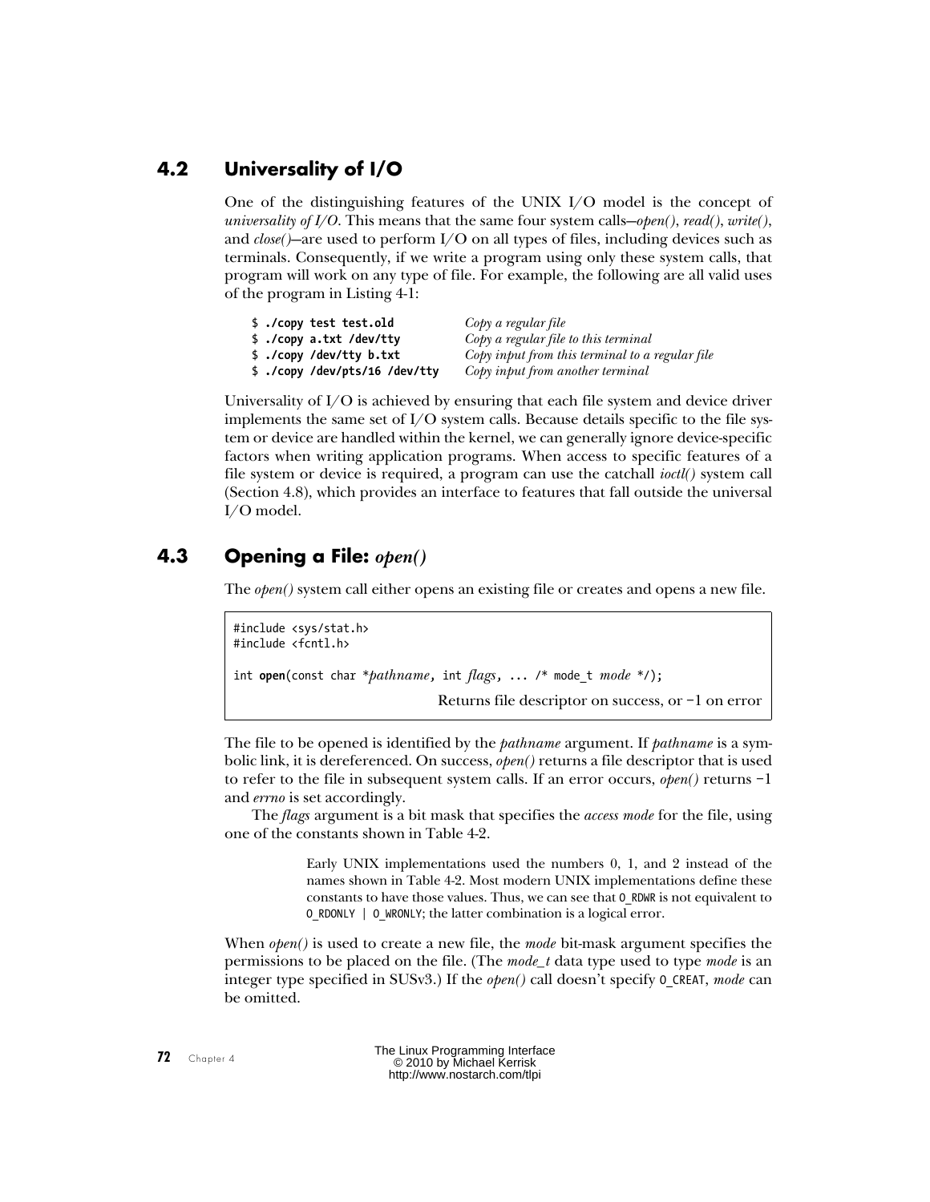## 4.2 Universality of I/O

One of the distinguishing features of the UNIX I/O model is the concept of *universality of I/O*. This means that the same four system calls—*open()*, *read()*, *write()*, and *close()*—are used to perform I/O on all types of files, including devices such as terminals. Consequently, if we write a program using only these system calls, that program will work on any type of file. For example, the following are all valid uses of the program in Listing 4-1:

| | |
|---|---|
| `$ ./copy test test.old` | *Copy a regular file* |
| `$ ./copy a.txt /dev/tty` | *Copy a regular file to this terminal* |
| `$ ./copy /dev/tty b.txt` | *Copy input from this terminal to a regular file* |
| `$ ./copy /dev/pts/16 /dev/tty` | *Copy input from another terminal* |

Universality of I/O is achieved by ensuring that each file system and device driver implements the same set of I/O system calls. Because details specific to the file system or device are handled within the kernel, we can generally ignore device-specific factors when writing application programs. When access to specific features of a file system or device is required, a program can use the catchall *ioctl()* system call (Section 4.8), which provides an interface to features that fall outside the universal I/O model.

## 4.3 Opening a File: *open()*

The *open()* system call either opens an existing file or creates and opens a new file.

```
#include <sys/stat.h>
#include <fcntl.h>

int open(const char *pathname, int flags, ... /* mode_t mode */);
```

Returns file descriptor on success, or –1 on error

The file to be opened is identified by the *pathname* argument. If *pathname* is a symbolic link, it is dereferenced. On success, *open()* returns a file descriptor that is used to refer to the file in subsequent system calls. If an error occurs, *open()* returns –1 and *errno* is set accordingly.

The *flags* argument is a bit mask that specifies the *access mode* for the file, using one of the constants shown in Table 4-2.

> Early UNIX implementations used the numbers 0, 1, and 2 instead of the names shown in Table 4-2. Most modern UNIX implementations define these constants to have those values. Thus, we can see that `O_RDWR` is not equivalent to `O_RDONLY | O_WRONLY`; the latter combination is a logical error.

When *open()* is used to create a new file, the *mode* bit-mask argument specifies the permissions to be placed on the file. (The *mode_t* data type used to type *mode* is an integer type specified in SUSv3.) If the *open()* call doesn't specify `O_CREAT`, *mode* can be omitted.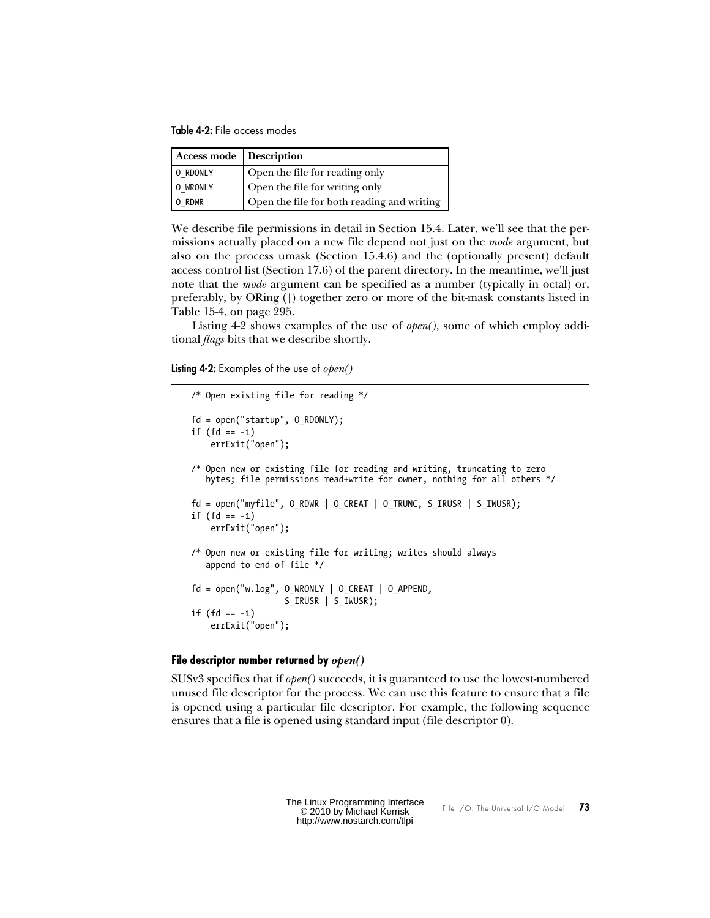**Table 4-2:** File access modes

| Access mode | Description |
| --- | --- |
| O_RDONLY | Open the file for reading only |
| O_WRONLY | Open the file for writing only |
| O_RDWR | Open the file for both reading and writing |

We describe file permissions in detail in Section 15.4. Later, we'll see that the permissions actually placed on a new file depend not just on the *mode* argument, but also on the process umask (Section 15.4.6) and the (optionally present) default access control list (Section 17.6) of the parent directory. In the meantime, we'll just note that the *mode* argument can be specified as a number (typically in octal) or, preferably, by ORing (|) together zero or more of the bit-mask constants listed in Table 15-4, on page 295.

Listing 4-2 shows examples of the use of *open()*, some of which employ additional *flags* bits that we describe shortly.

**Listing 4-2:** Examples of the use of *open()*

```
    /* Open existing file for reading */

    fd = open("startup", O_RDONLY);
    if (fd == -1)
        errExit("open");

    /* Open new or existing file for reading and writing, truncating to zero
       bytes; file permissions read+write for owner, nothing for all others */

    fd = open("myfile", O_RDWR | O_CREAT | O_TRUNC, S_IRUSR | S_IWUSR);
    if (fd == -1)
        errExit("open");

    /* Open new or existing file for writing; writes should always
       append to end of file */

    fd = open("w.log", O_WRONLY | O_CREAT | O_APPEND,
                       S_IRUSR | S_IWUSR);
    if (fd == -1)
        errExit("open");
```

### File descriptor number returned by *open()*

SUSv3 specifies that if *open()* succeeds, it is guaranteed to use the lowest-numbered unused file descriptor for the process. We can use this feature to ensure that a file is opened using a particular file descriptor. For example, the following sequence ensures that a file is opened using standard input (file descriptor 0).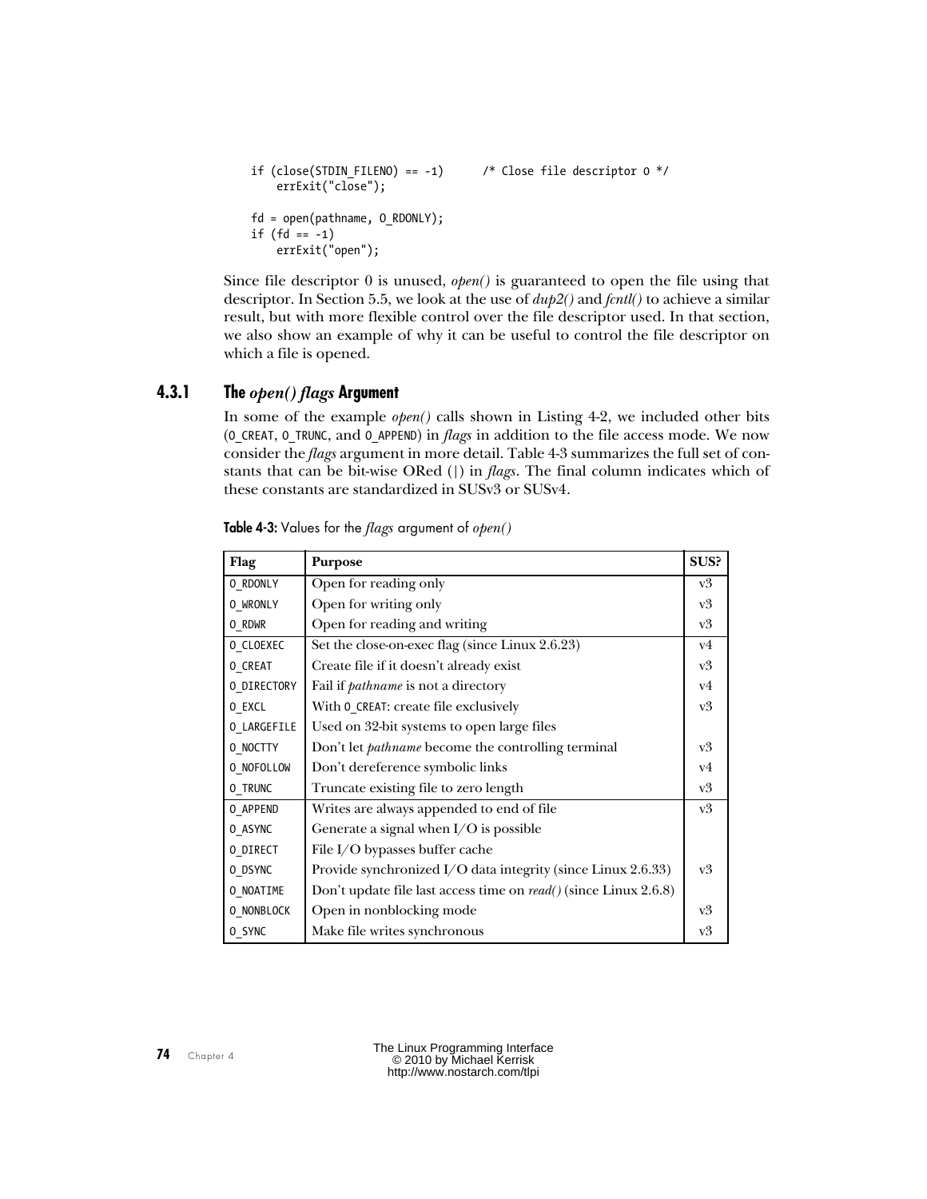```
if (close(STDIN_FILENO) == -1)      /* Close file descriptor 0 */
    errExit("close");

fd = open(pathname, O_RDONLY);
if (fd == -1)
    errExit("open");
```

Since file descriptor 0 is unused, *open()* is guaranteed to open the file using that descriptor. In Section 5.5, we look at the use of *dup2()* and *fcntl()* to achieve a similar result, but with more flexible control over the file descriptor used. In that section, we also show an example of why it can be useful to control the file descriptor on which a file is opened.

### 4.3.1 The *open() flags* Argument

In some of the example *open()* calls shown in Listing 4-2, we included other bits (`O_CREAT`, `O_TRUNC`, and `O_APPEND`) in *flags* in addition to the file access mode. We now consider the *flags* argument in more detail. Table 4-3 summarizes the full set of constants that can be bit-wise ORed (|) in *flags*. The final column indicates which of these constants are standardized in SUSv3 or SUSv4.

**Table 4-3:** Values for the *flags* argument of *open()*

| Flag | Purpose | SUS? |
|---|---|---|
| `O_RDONLY` | Open for reading only | v3 |
| `O_WRONLY` | Open for writing only | v3 |
| `O_RDWR` | Open for reading and writing | v3 |
| `O_CLOEXEC` | Set the close-on-exec flag (since Linux 2.6.23) | v4 |
| `O_CREAT` | Create file if it doesn't already exist | v3 |
| `O_DIRECTORY` | Fail if *pathname* is not a directory | v4 |
| `O_EXCL` | With `O_CREAT`: create file exclusively | v3 |
| `O_LARGEFILE` | Used on 32-bit systems to open large files | |
| `O_NOCTTY` | Don't let *pathname* become the controlling terminal | v3 |
| `O_NOFOLLOW` | Don't dereference symbolic links | v4 |
| `O_TRUNC` | Truncate existing file to zero length | v3 |
| `O_APPEND` | Writes are always appended to end of file | v3 |
| `O_ASYNC` | Generate a signal when I/O is possible | |
| `O_DIRECT` | File I/O bypasses buffer cache | |
| `O_DSYNC` | Provide synchronized I/O data integrity (since Linux 2.6.33) | v3 |
| `O_NOATIME` | Don't update file last access time on *read()* (since Linux 2.6.8) | |
| `O_NONBLOCK` | Open in nonblocking mode | v3 |
| `O_SYNC` | Make file writes synchronous | v3 |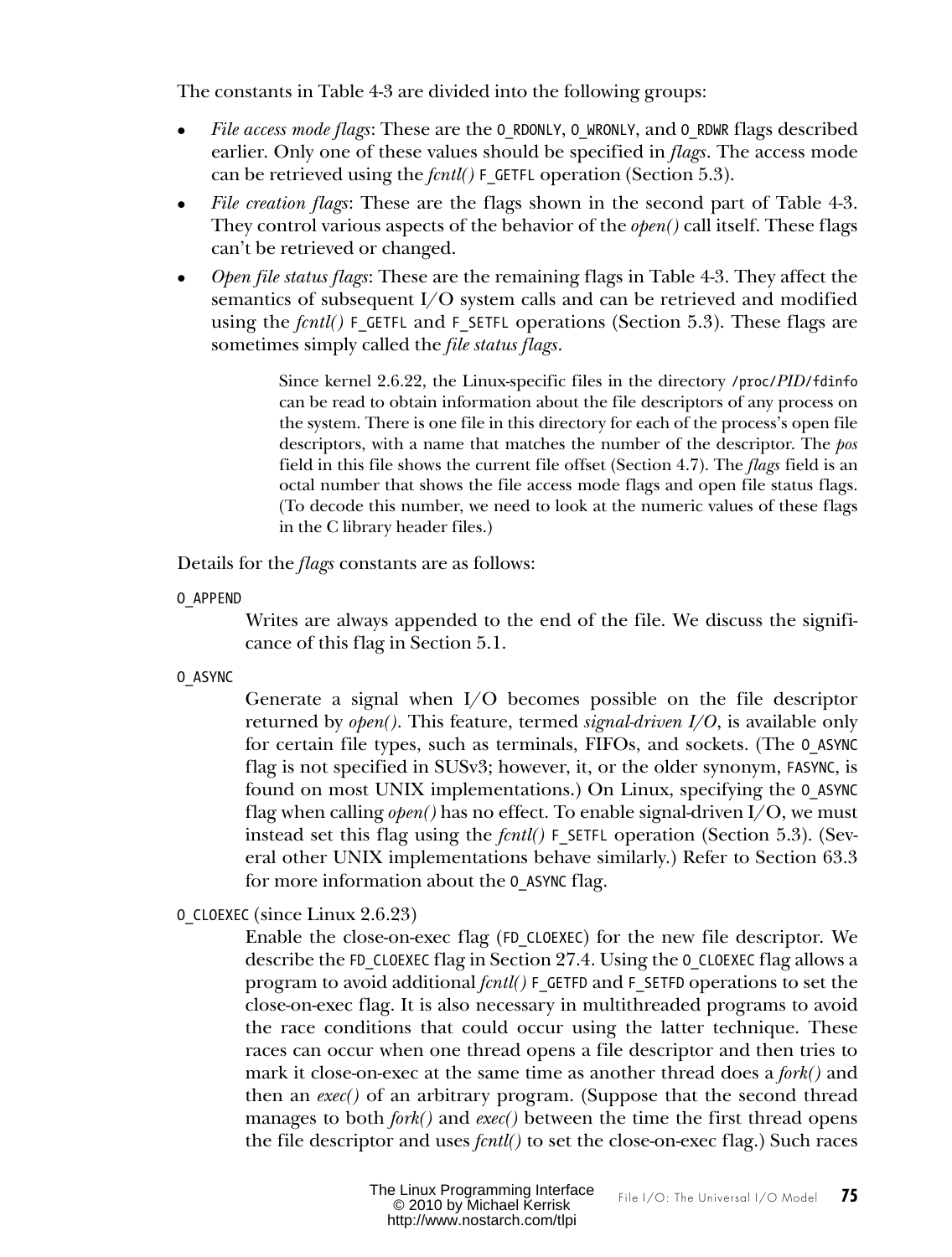The constants in Table 4-3 are divided into the following groups:

- *File access mode flags*: These are the `O_RDONLY`, `O_WRONLY`, and `O_RDWR` flags described earlier. Only one of these values should be specified in *flags*. The access mode can be retrieved using the *fcntl()* `F_GETFL` operation (Section 5.3).
- *File creation flags*: These are the flags shown in the second part of Table 4-3. They control various aspects of the behavior of the *open()* call itself. These flags can't be retrieved or changed.
- *Open file status flags*: These are the remaining flags in Table 4-3. They affect the semantics of subsequent I/O system calls and can be retrieved and modified using the *fcntl()* `F_GETFL` and `F_SETFL` operations (Section 5.3). These flags are sometimes simply called the *file status flags*.

> Since kernel 2.6.22, the Linux-specific files in the directory `/proc/PID/fdinfo` can be read to obtain information about the file descriptors of any process on the system. There is one file in this directory for each of the process's open file descriptors, with a name that matches the number of the descriptor. The *pos* field in this file shows the current file offset (Section 4.7). The *flags* field is an octal number that shows the file access mode flags and open file status flags. (To decode this number, we need to look at the numeric values of these flags in the C library header files.)

Details for the *flags* constants are as follows:

`O_APPEND`

Writes are always appended to the end of the file. We discuss the significance of this flag in Section 5.1.

`O_ASYNC`

Generate a signal when I/O becomes possible on the file descriptor returned by *open()*. This feature, termed *signal-driven I/O*, is available only for certain file types, such as terminals, FIFOs, and sockets. (The `O_ASYNC` flag is not specified in SUSv3; however, it, or the older synonym, `FASYNC`, is found on most UNIX implementations.) On Linux, specifying the `O_ASYNC` flag when calling *open()* has no effect. To enable signal-driven I/O, we must instead set this flag using the *fcntl()* `F_SETFL` operation (Section 5.3). (Several other UNIX implementations behave similarly.) Refer to Section 63.3 for more information about the `O_ASYNC` flag.

`O_CLOEXEC` (since Linux 2.6.23)

Enable the close-on-exec flag (`FD_CLOEXEC`) for the new file descriptor. We describe the `FD_CLOEXEC` flag in Section 27.4. Using the `O_CLOEXEC` flag allows a program to avoid additional *fcntl()* `F_GETFD` and `F_SETFD` operations to set the close-on-exec flag. It is also necessary in multithreaded programs to avoid the race conditions that could occur using the latter technique. These races can occur when one thread opens a file descriptor and then tries to mark it close-on-exec at the same time as another thread does a *fork()* and then an *exec()* of an arbitrary program. (Suppose that the second thread manages to both *fork()* and *exec()* between the time the first thread opens the file descriptor and uses *fcntl()* to set the close-on-exec flag.) Such races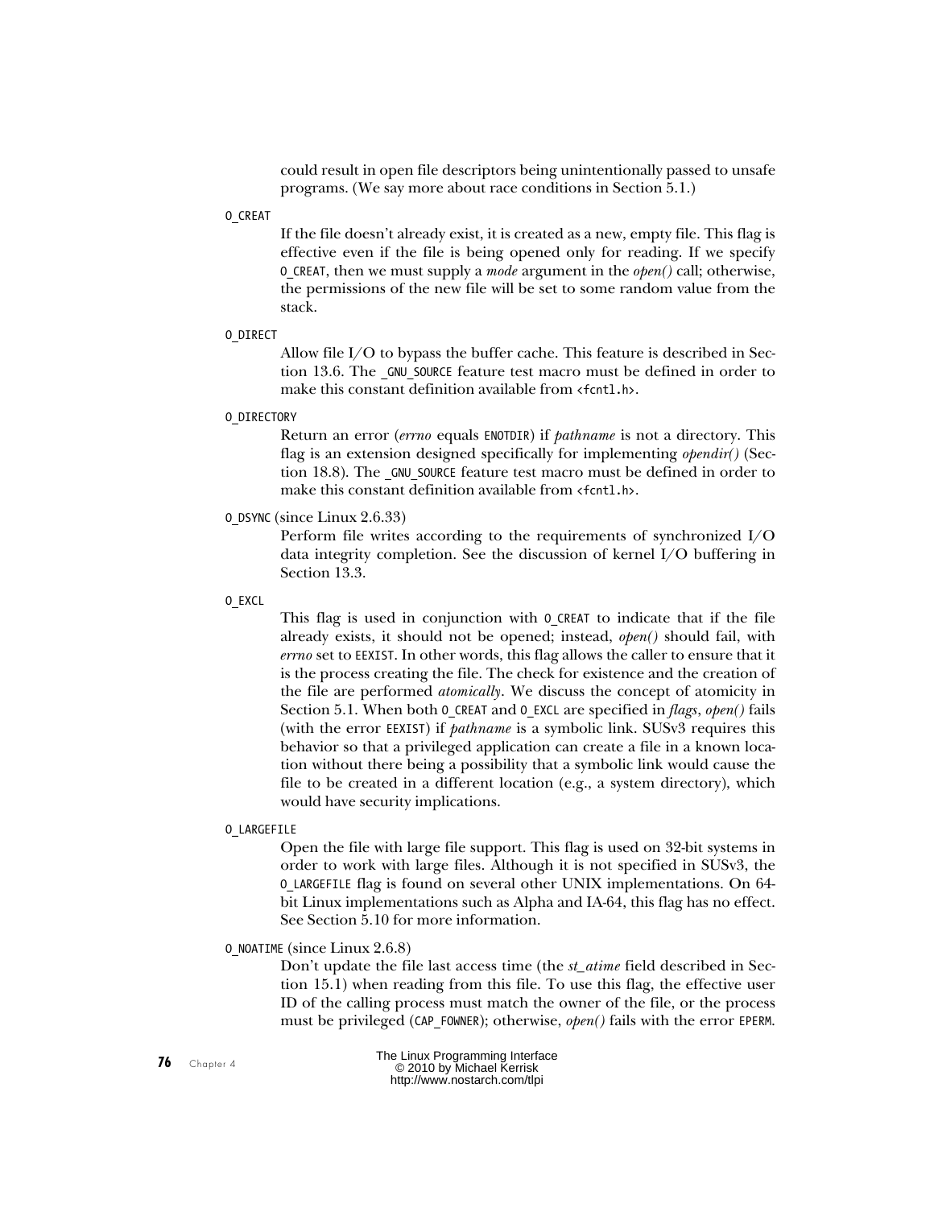could result in open file descriptors being unintentionally passed to unsafe programs. (We say more about race conditions in Section 5.1.)

`O_CREAT`

If the file doesn't already exist, it is created as a new, empty file. This flag is effective even if the file is being opened only for reading. If we specify `O_CREAT`, then we must supply a *mode* argument in the *open()* call; otherwise, the permissions of the new file will be set to some random value from the stack.

`O_DIRECT`

Allow file I/O to bypass the buffer cache. This feature is described in Section 13.6. The `_GNU_SOURCE` feature test macro must be defined in order to make this constant definition available from `<fcntl.h>`.

`O_DIRECTORY`

Return an error (*errno* equals `ENOTDIR`) if *pathname* is not a directory. This flag is an extension designed specifically for implementing *opendir()* (Section 18.8). The `_GNU_SOURCE` feature test macro must be defined in order to make this constant definition available from `<fcntl.h>`.

`O_DSYNC` (since Linux 2.6.33)

Perform file writes according to the requirements of synchronized I/O data integrity completion. See the discussion of kernel I/O buffering in Section 13.3.

`O_EXCL`

This flag is used in conjunction with `O_CREAT` to indicate that if the file already exists, it should not be opened; instead, *open()* should fail, with *errno* set to `EEXIST`. In other words, this flag allows the caller to ensure that it is the process creating the file. The check for existence and the creation of the file are performed *atomically*. We discuss the concept of atomicity in Section 5.1. When both `O_CREAT` and `O_EXCL` are specified in *flags*, *open()* fails (with the error `EEXIST`) if *pathname* is a symbolic link. SUSv3 requires this behavior so that a privileged application can create a file in a known location without there being a possibility that a symbolic link would cause the file to be created in a different location (e.g., a system directory), which would have security implications.

`O_LARGEFILE`

Open the file with large file support. This flag is used on 32-bit systems in order to work with large files. Although it is not specified in SUSv3, the `O_LARGEFILE` flag is found on several other UNIX implementations. On 64-bit Linux implementations such as Alpha and IA-64, this flag has no effect. See Section 5.10 for more information.

`O_NOATIME` (since Linux 2.6.8)

Don't update the file last access time (the *st_atime* field described in Section 15.1) when reading from this file. To use this flag, the effective user ID of the calling process must match the owner of the file, or the process must be privileged (`CAP_FOWNER`); otherwise, *open()* fails with the error `EPERM`.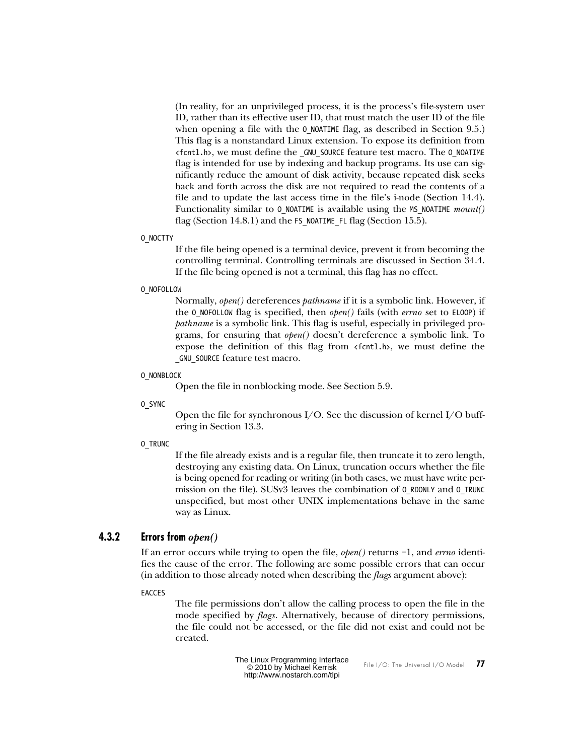(In reality, for an unprivileged process, it is the process's file-system user ID, rather than its effective user ID, that must match the user ID of the file when opening a file with the `O_NOATIME` flag, as described in Section 9.5.) This flag is a nonstandard Linux extension. To expose its definition from `<fcntl.h>`, we must define the `_GNU_SOURCE` feature test macro. The `O_NOATIME` flag is intended for use by indexing and backup programs. Its use can significantly reduce the amount of disk activity, because repeated disk seeks back and forth across the disk are not required to read the contents of a file and to update the last access time in the file's i-node (Section 14.4). Functionality similar to `O_NOATIME` is available using the `MS_NOATIME` *mount()* flag (Section 14.8.1) and the `FS_NOATIME_FL` flag (Section 15.5).

`O_NOCTTY`

If the file being opened is a terminal device, prevent it from becoming the controlling terminal. Controlling terminals are discussed in Section 34.4. If the file being opened is not a terminal, this flag has no effect.

`O_NOFOLLOW`

Normally, *open()* dereferences *pathname* if it is a symbolic link. However, if the `O_NOFOLLOW` flag is specified, then *open()* fails (with *errno* set to `ELOOP`) if *pathname* is a symbolic link. This flag is useful, especially in privileged programs, for ensuring that *open()* doesn't dereference a symbolic link. To expose the definition of this flag from `<fcntl.h>`, we must define the `_GNU_SOURCE` feature test macro.

`O_NONBLOCK`

Open the file in nonblocking mode. See Section 5.9.

`O_SYNC`

Open the file for synchronous I/O. See the discussion of kernel I/O buffering in Section 13.3.

`O_TRUNC`

If the file already exists and is a regular file, then truncate it to zero length, destroying any existing data. On Linux, truncation occurs whether the file is being opened for reading or writing (in both cases, we must have write permission on the file). SUSv3 leaves the combination of `O_RDONLY` and `O_TRUNC` unspecified, but most other UNIX implementations behave in the same way as Linux.

### 4.3.2 Errors from *open()*

If an error occurs while trying to open the file, *open()* returns –1, and *errno* identifies the cause of the error. The following are some possible errors that can occur (in addition to those already noted when describing the *flags* argument above):

`EACCES`

The file permissions don't allow the calling process to open the file in the mode specified by *flags*. Alternatively, because of directory permissions, the file could not be accessed, or the file did not exist and could not be created.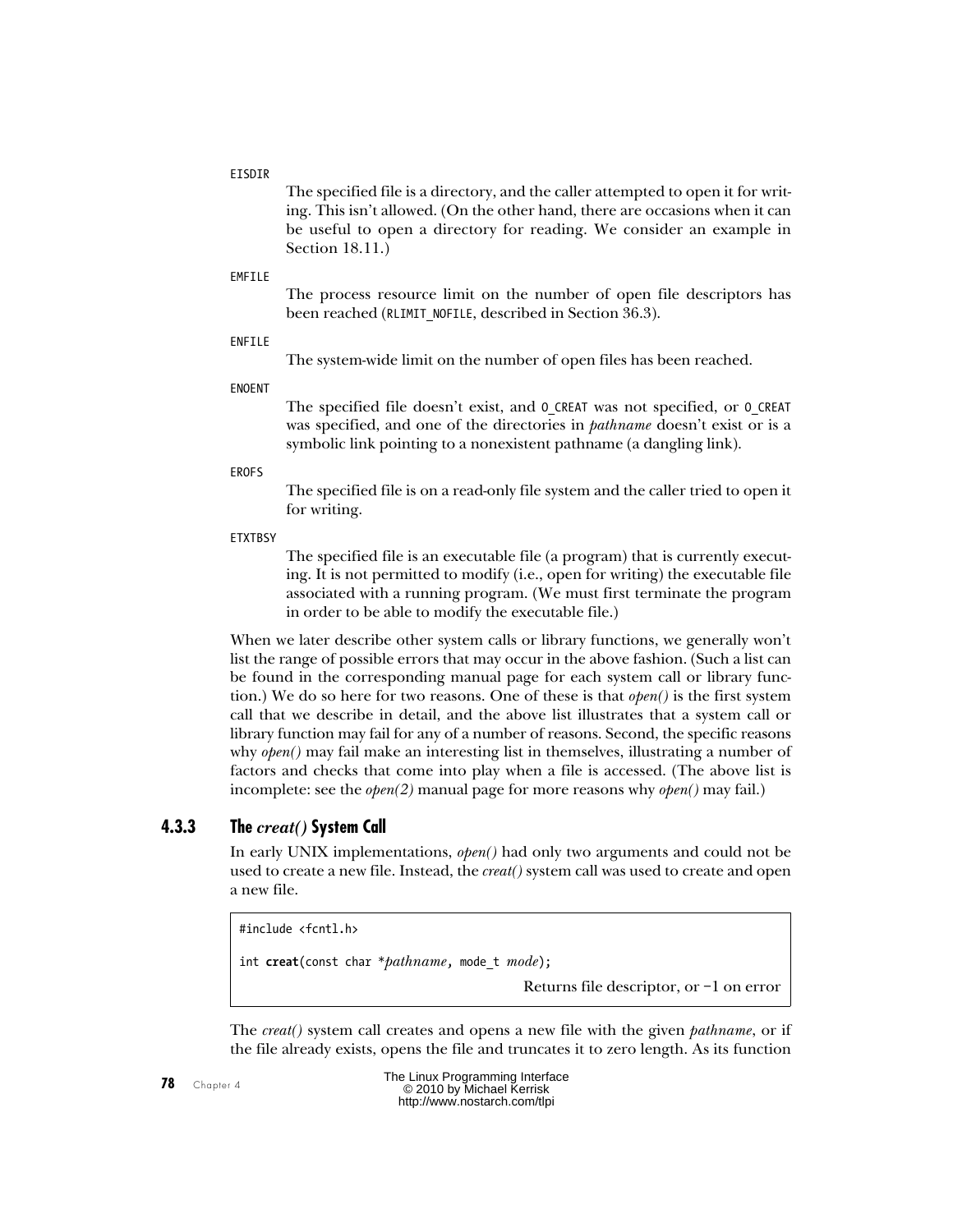`EISDIR`

The specified file is a directory, and the caller attempted to open it for writing. This isn't allowed. (On the other hand, there are occasions when it can be useful to open a directory for reading. We consider an example in Section 18.11.)

`EMFILE`

The process resource limit on the number of open file descriptors has been reached (`RLIMIT_NOFILE`, described in Section 36.3).

`ENFILE`

The system-wide limit on the number of open files has been reached.

`ENOENT`

The specified file doesn't exist, and `O_CREAT` was not specified, or `O_CREAT` was specified, and one of the directories in *pathname* doesn't exist or is a symbolic link pointing to a nonexistent pathname (a dangling link).

`EROFS`

The specified file is on a read-only file system and the caller tried to open it for writing.

`ETXTBSY`

The specified file is an executable file (a program) that is currently executing. It is not permitted to modify (i.e., open for writing) the executable file associated with a running program. (We must first terminate the program in order to be able to modify the executable file.)

When we later describe other system calls or library functions, we generally won't list the range of possible errors that may occur in the above fashion. (Such a list can be found in the corresponding manual page for each system call or library function.) We do so here for two reasons. One of these is that *open()* is the first system call that we describe in detail, and the above list illustrates that a system call or library function may fail for any of a number of reasons. Second, the specific reasons why *open()* may fail make an interesting list in themselves, illustrating a number of factors and checks that come into play when a file is accessed. (The above list is incomplete: see the *open(2)* manual page for more reasons why *open()* may fail.)

### 4.3.3 The *creat()* System Call

In early UNIX implementations, *open()* had only two arguments and could not be used to create a new file. Instead, the *creat()* system call was used to create and open a new file.

```
#include <fcntl.h>

int creat(const char *pathname, mode_t mode);

                              Returns file descriptor, or –1 on error
```

The *creat()* system call creates and opens a new file with the given *pathname*, or if the file already exists, opens the file and truncates it to zero length. As its function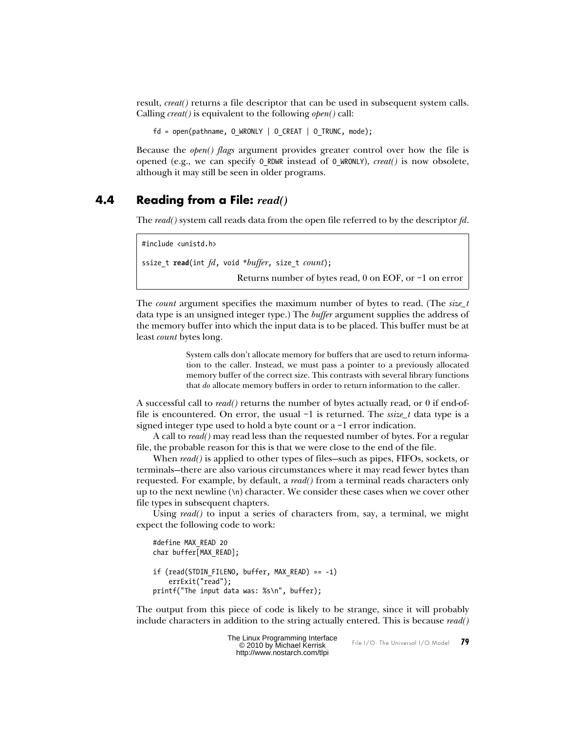result, *creat()* returns a file descriptor that can be used in subsequent system calls. Calling *creat()* is equivalent to the following *open()* call:

```
fd = open(pathname, O_WRONLY | O_CREAT | O_TRUNC, mode);
```

Because the *open() flags* argument provides greater control over how the file is opened (e.g., we can specify O_RDWR instead of O_WRONLY), *creat()* is now obsolete, although it may still be seen in older programs.

## 4.4 Reading from a File: *read()*

The *read()* system call reads data from the open file referred to by the descriptor *fd*.

```
#include <unistd.h>

ssize_t read(int fd, void *buffer, size_t count);
```

Returns number of bytes read, 0 on EOF, or –1 on error

The *count* argument specifies the maximum number of bytes to read. (The *size_t* data type is an unsigned integer type.) The *buffer* argument supplies the address of the memory buffer into which the input data is to be placed. This buffer must be at least *count* bytes long.

> System calls don't allocate memory for buffers that are used to return information to the caller. Instead, we must pass a pointer to a previously allocated memory buffer of the correct size. This contrasts with several library functions that *do* allocate memory buffers in order to return information to the caller.

A successful call to *read()* returns the number of bytes actually read, or 0 if end-of-file is encountered. On error, the usual –1 is returned. The *ssize_t* data type is a signed integer type used to hold a byte count or a –1 error indication.

A call to *read()* may read less than the requested number of bytes. For a regular file, the probable reason for this is that we were close to the end of the file.

When *read()* is applied to other types of files—such as pipes, FIFOs, sockets, or terminals—there are also various circumstances where it may read fewer bytes than requested. For example, by default, a *read()* from a terminal reads characters only up to the next newline (\n) character. We consider these cases when we cover other file types in subsequent chapters.

Using *read()* to input a series of characters from, say, a terminal, we might expect the following code to work:

```
#define MAX_READ 20
char buffer[MAX_READ];

if (read(STDIN_FILENO, buffer, MAX_READ) == -1)
    errExit("read");
printf("The input data was: %s\n", buffer);
```

The output from this piece of code is likely to be strange, since it will probably include characters in addition to the string actually entered. This is because *read()*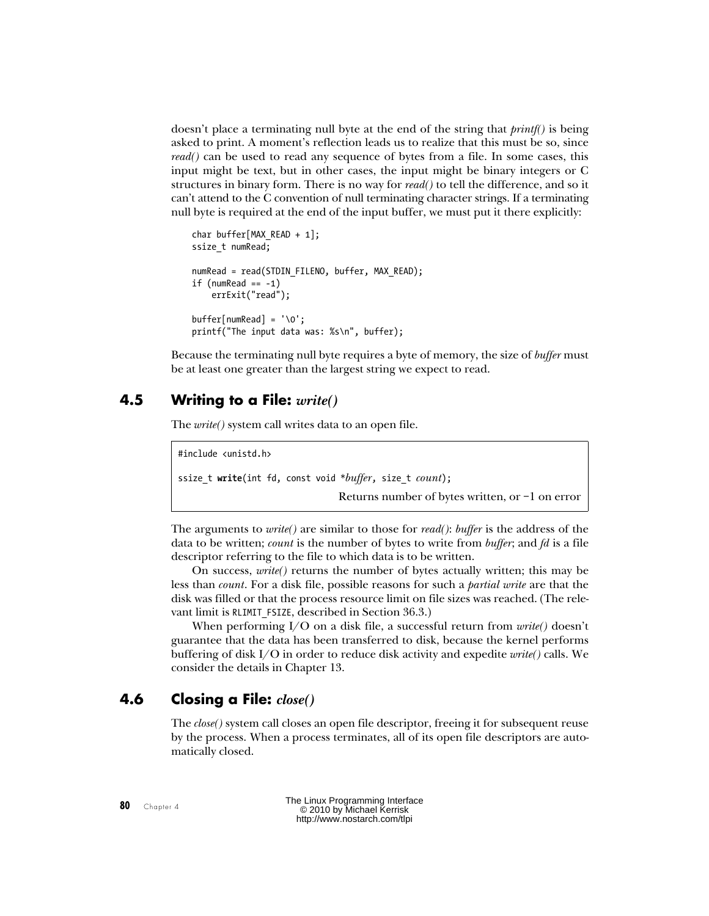doesn't place a terminating null byte at the end of the string that *printf()* is being asked to print. A moment's reflection leads us to realize that this must be so, since *read()* can be used to read any sequence of bytes from a file. In some cases, this input might be text, but in other cases, the input might be binary integers or C structures in binary form. There is no way for *read()* to tell the difference, and so it can't attend to the C convention of null terminating character strings. If a terminating null byte is required at the end of the input buffer, we must put it there explicitly:

```
char buffer[MAX_READ + 1];
ssize_t numRead;

numRead = read(STDIN_FILENO, buffer, MAX_READ);
if (numRead == -1)
    errExit("read");

buffer[numRead] = '\0';
printf("The input data was: %s\n", buffer);
```

Because the terminating null byte requires a byte of memory, the size of *buffer* must be at least one greater than the largest string we expect to read.

## 4.5 Writing to a File: *write()*

The *write()* system call writes data to an open file.

```
#include <unistd.h>

ssize_t write(int fd, const void *buffer, size_t count);
```

Returns number of bytes written, or –1 on error

The arguments to *write()* are similar to those for *read()*: *buffer* is the address of the data to be written; *count* is the number of bytes to write from *buffer*; and *fd* is a file descriptor referring to the file to which data is to be written.

On success, *write()* returns the number of bytes actually written; this may be less than *count*. For a disk file, possible reasons for such a *partial write* are that the disk was filled or that the process resource limit on file sizes was reached. (The relevant limit is RLIMIT_FSIZE, described in Section 36.3.)

When performing I/O on a disk file, a successful return from *write()* doesn't guarantee that the data has been transferred to disk, because the kernel performs buffering of disk I/O in order to reduce disk activity and expedite *write()* calls. We consider the details in Chapter 13.

## 4.6 Closing a File: *close()*

The *close()* system call closes an open file descriptor, freeing it for subsequent reuse by the process. When a process terminates, all of its open file descriptors are automatically closed.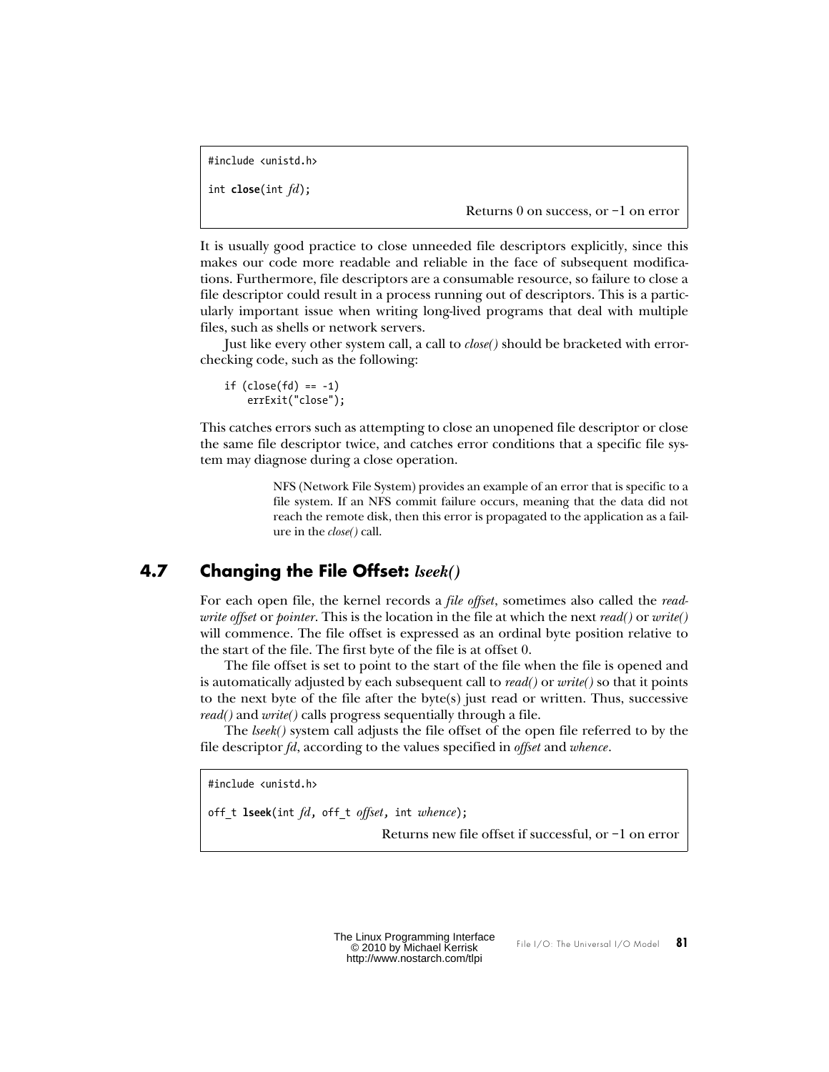```
#include <unistd.h>

int close(int fd);
```

Returns 0 on success, or –1 on error

It is usually good practice to close unneeded file descriptors explicitly, since this makes our code more readable and reliable in the face of subsequent modifications. Furthermore, file descriptors are a consumable resource, so failure to close a file descriptor could result in a process running out of descriptors. This is a particularly important issue when writing long-lived programs that deal with multiple files, such as shells or network servers.

Just like every other system call, a call to *close()* should be bracketed with error-checking code, such as the following:

```
if (close(fd) == -1)
    errExit("close");
```

This catches errors such as attempting to close an unopened file descriptor or close the same file descriptor twice, and catches error conditions that a specific file system may diagnose during a close operation.

> NFS (Network File System) provides an example of an error that is specific to a file system. If an NFS commit failure occurs, meaning that the data did not reach the remote disk, then this error is propagated to the application as a failure in the *close()* call.

## 4.7 Changing the File Offset: *lseek()*

For each open file, the kernel records a *file offset*, sometimes also called the *read-write offset* or *pointer*. This is the location in the file at which the next *read()* or *write()* will commence. The file offset is expressed as an ordinal byte position relative to the start of the file. The first byte of the file is at offset 0.

The file offset is set to point to the start of the file when the file is opened and is automatically adjusted by each subsequent call to *read()* or *write()* so that it points to the next byte of the file after the byte(s) just read or written. Thus, successive *read()* and *write()* calls progress sequentially through a file.

The *lseek()* system call adjusts the file offset of the open file referred to by the file descriptor *fd*, according to the values specified in *offset* and *whence*.

```
#include <unistd.h>

off_t lseek(int fd, off_t offset, int whence);
```

Returns new file offset if successful, or –1 on error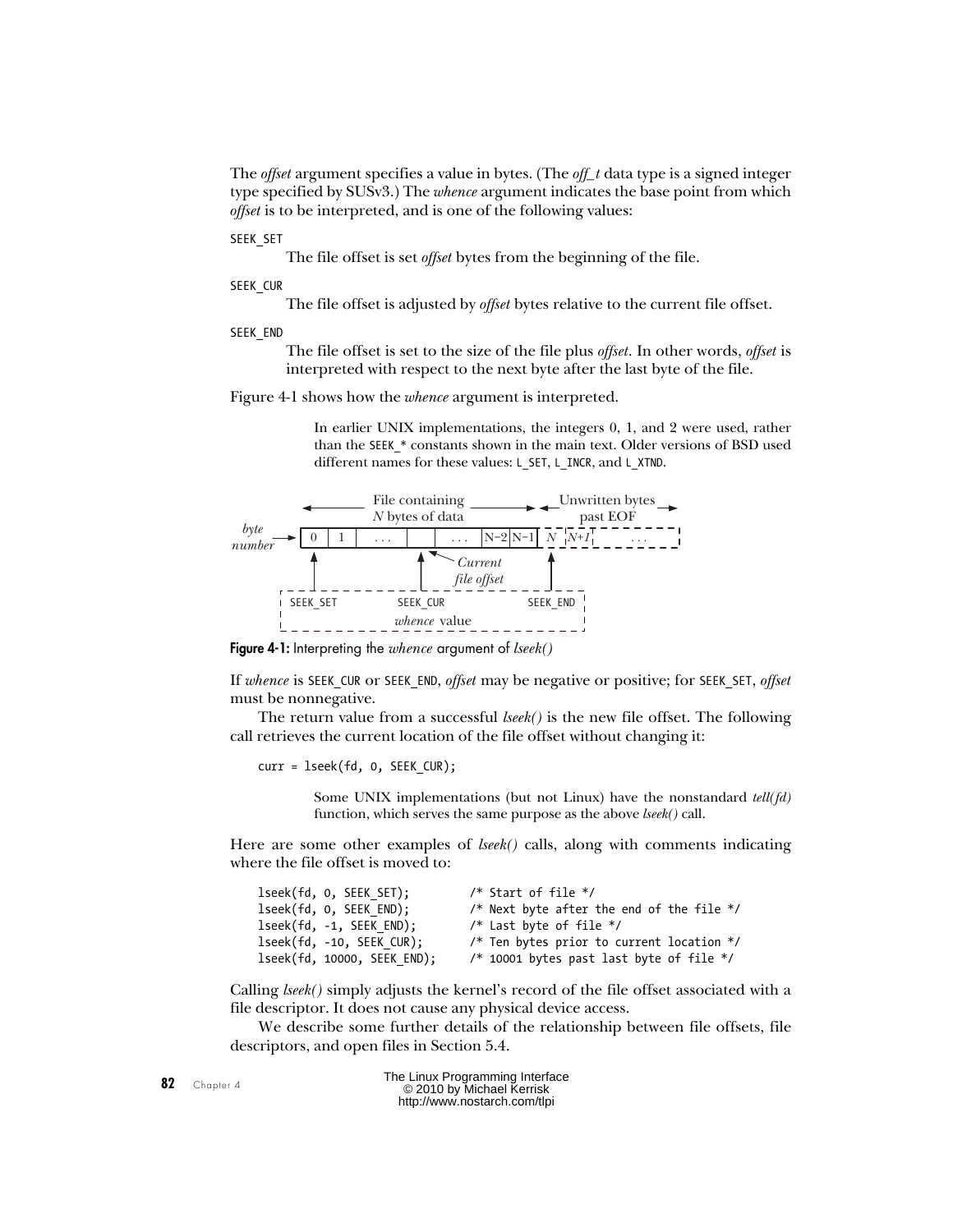The *offset* argument specifies a value in bytes. (The *off_t* data type is a signed integer type specified by SUSv3.) The *whence* argument indicates the base point from which *offset* is to be interpreted, and is one of the following values:

`SEEK_SET`

The file offset is set *offset* bytes from the beginning of the file.

`SEEK_CUR`

The file offset is adjusted by *offset* bytes relative to the current file offset.

`SEEK_END`

The file offset is set to the size of the file plus *offset*. In other words, *offset* is interpreted with respect to the next byte after the last byte of the file.

Figure 4-1 shows how the *whence* argument is interpreted.

> In earlier UNIX implementations, the integers 0, 1, and 2 were used, rather than the `SEEK_*` constants shown in the main text. Older versions of BSD used different names for these values: `L_SET`, `L_INCR`, and `L_XTND`.

**Figure 4-1:** Interpreting the *whence* argument of *lseek()*

If *whence* is `SEEK_CUR` or `SEEK_END`, *offset* may be negative or positive; for `SEEK_SET`, *offset* must be nonnegative.

The return value from a successful *lseek()* is the new file offset. The following call retrieves the current location of the file offset without changing it:

```
curr = lseek(fd, 0, SEEK_CUR);
```

> Some UNIX implementations (but not Linux) have the nonstandard *tell(fd)* function, which serves the same purpose as the above *lseek()* call.

Here are some other examples of *lseek()* calls, along with comments indicating where the file offset is moved to:

```
lseek(fd, 0, SEEK_SET);         /* Start of file */
lseek(fd, 0, SEEK_END);         /* Next byte after the end of the file */
lseek(fd, -1, SEEK_END);        /* Last byte of file */
lseek(fd, -10, SEEK_CUR);       /* Ten bytes prior to current location */
lseek(fd, 10000, SEEK_END);     /* 10001 bytes past last byte of file */
```

Calling *lseek()* simply adjusts the kernel's record of the file offset associated with a file descriptor. It does not cause any physical device access.

We describe some further details of the relationship between file offsets, file descriptors, and open files in Section 5.4.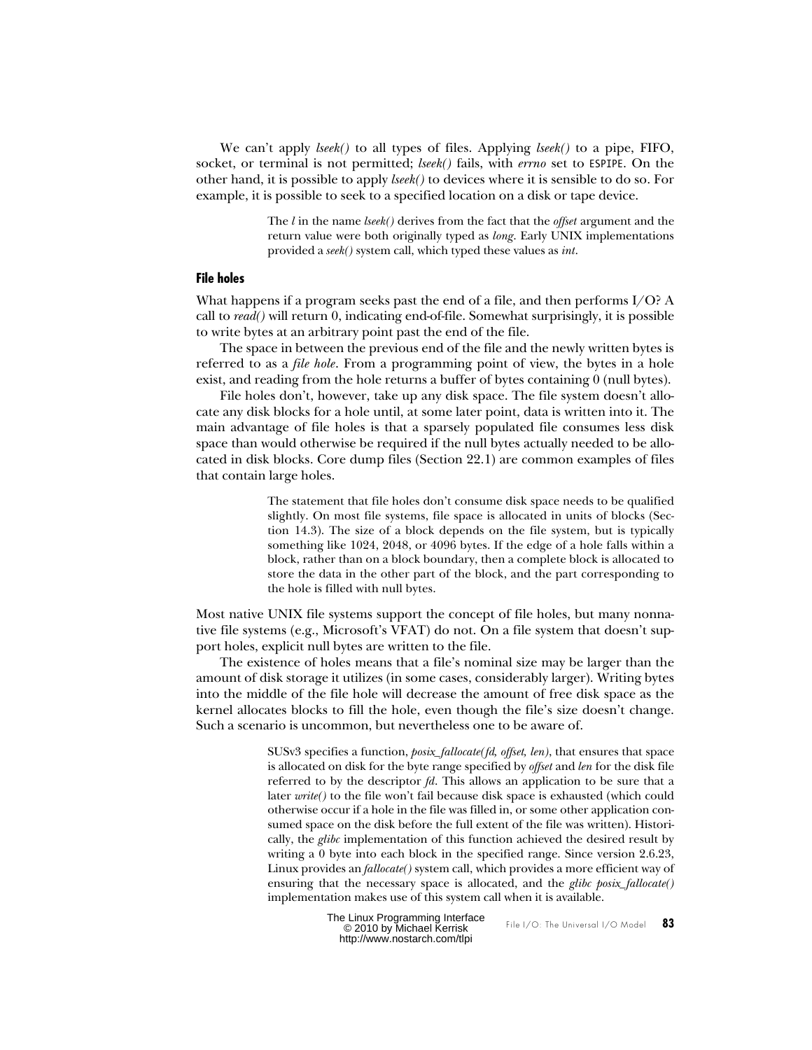We can't apply *lseek()* to all types of files. Applying *lseek()* to a pipe, FIFO, socket, or terminal is not permitted; *lseek()* fails, with *errno* set to ESPIPE. On the other hand, it is possible to apply *lseek()* to devices where it is sensible to do so. For example, it is possible to seek to a specified location on a disk or tape device.

> The *l* in the name *lseek()* derives from the fact that the *offset* argument and the return value were both originally typed as *long*. Early UNIX implementations provided a *seek()* system call, which typed these values as *int*.

#### File holes

What happens if a program seeks past the end of a file, and then performs I/O? A call to *read()* will return 0, indicating end-of-file. Somewhat surprisingly, it is possible to write bytes at an arbitrary point past the end of the file.

The space in between the previous end of the file and the newly written bytes is referred to as a *file hole*. From a programming point of view, the bytes in a hole exist, and reading from the hole returns a buffer of bytes containing 0 (null bytes).

File holes don't, however, take up any disk space. The file system doesn't allocate any disk blocks for a hole until, at some later point, data is written into it. The main advantage of file holes is that a sparsely populated file consumes less disk space than would otherwise be required if the null bytes actually needed to be allocated in disk blocks. Core dump files (Section 22.1) are common examples of files that contain large holes.

> The statement that file holes don't consume disk space needs to be qualified slightly. On most file systems, file space is allocated in units of blocks (Section 14.3). The size of a block depends on the file system, but is typically something like 1024, 2048, or 4096 bytes. If the edge of a hole falls within a block, rather than on a block boundary, then a complete block is allocated to store the data in the other part of the block, and the part corresponding to the hole is filled with null bytes.

Most native UNIX file systems support the concept of file holes, but many nonnative file systems (e.g., Microsoft's VFAT) do not. On a file system that doesn't support holes, explicit null bytes are written to the file.

The existence of holes means that a file's nominal size may be larger than the amount of disk storage it utilizes (in some cases, considerably larger). Writing bytes into the middle of the file hole will decrease the amount of free disk space as the kernel allocates blocks to fill the hole, even though the file's size doesn't change. Such a scenario is uncommon, but nevertheless one to be aware of.

> SUSv3 specifies a function, *posix_fallocate(fd, offset, len)*, that ensures that space is allocated on disk for the byte range specified by *offset* and *len* for the disk file referred to by the descriptor *fd*. This allows an application to be sure that a later *write()* to the file won't fail because disk space is exhausted (which could otherwise occur if a hole in the file was filled in, or some other application consumed space on the disk before the full extent of the file was written). Historically, the *glibc* implementation of this function achieved the desired result by writing a 0 byte into each block in the specified range. Since version 2.6.23, Linux provides an *fallocate()* system call, which provides a more efficient way of ensuring that the necessary space is allocated, and the *glibc posix_fallocate()* implementation makes use of this system call when it is available.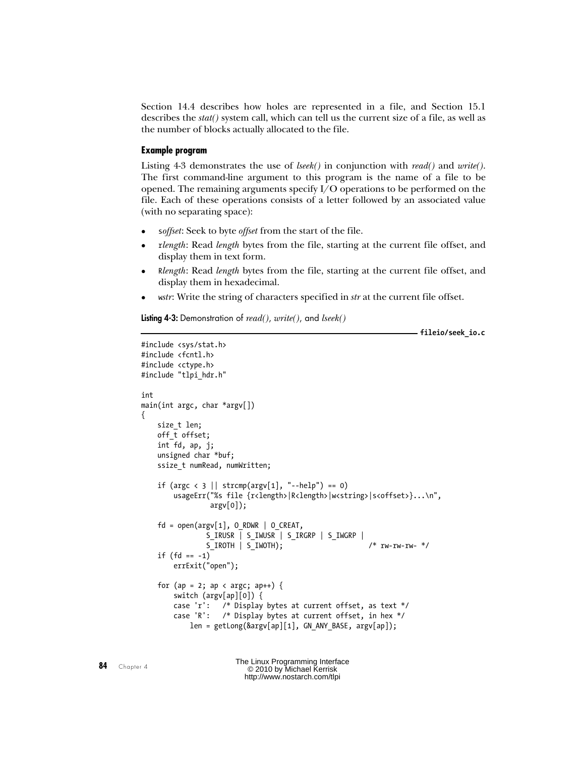Section 14.4 describes how holes are represented in a file, and Section 15.1 describes the *stat()* system call, which can tell us the current size of a file, as well as the number of blocks actually allocated to the file.

### Example program

Listing 4-3 demonstrates the use of *lseek()* in conjunction with *read()* and *write()*. The first command-line argument to this program is the name of a file to be opened. The remaining arguments specify I/O operations to be performed on the file. Each of these operations consists of a letter followed by an associated value (with no separating space):

- `s`*offset*: Seek to byte *offset* from the start of the file.
- `r`*length*: Read *length* bytes from the file, starting at the current file offset, and display them in text form.
- `R`*length*: Read *length* bytes from the file, starting at the current file offset, and display them in hexadecimal.
- `w`*str*: Write the string of characters specified in *str* at the current file offset.

**Listing 4-3:** Demonstration of *read()*, *write()*, and *lseek()*

**fileio/seek_io.c**

```
#include <sys/stat.h>
#include <fcntl.h>
#include <ctype.h>
#include "tlpi_hdr.h"

int
main(int argc, char *argv[])
{
    size_t len;
    off_t offset;
    int fd, ap, j;
    unsigned char *buf;
    ssize_t numRead, numWritten;

    if (argc < 3 || strcmp(argv[1], "--help") == 0)
        usageErr("%s file {r<length>|R<length>|w<string>|s<offset>}...\n",
                 argv[0]);

    fd = open(argv[1], O_RDWR | O_CREAT,
                S_IRUSR | S_IWUSR | S_IRGRP | S_IWGRP |
                S_IROTH | S_IWOTH);                     /* rw-rw-rw- */
    if (fd == -1)
        errExit("open");

    for (ap = 2; ap < argc; ap++) {
        switch (argv[ap][0]) {
        case 'r':   /* Display bytes at current offset, as text */
        case 'R':   /* Display bytes at current offset, in hex */
            len = getLong(&argv[ap][1], GN_ANY_BASE, argv[ap]);
```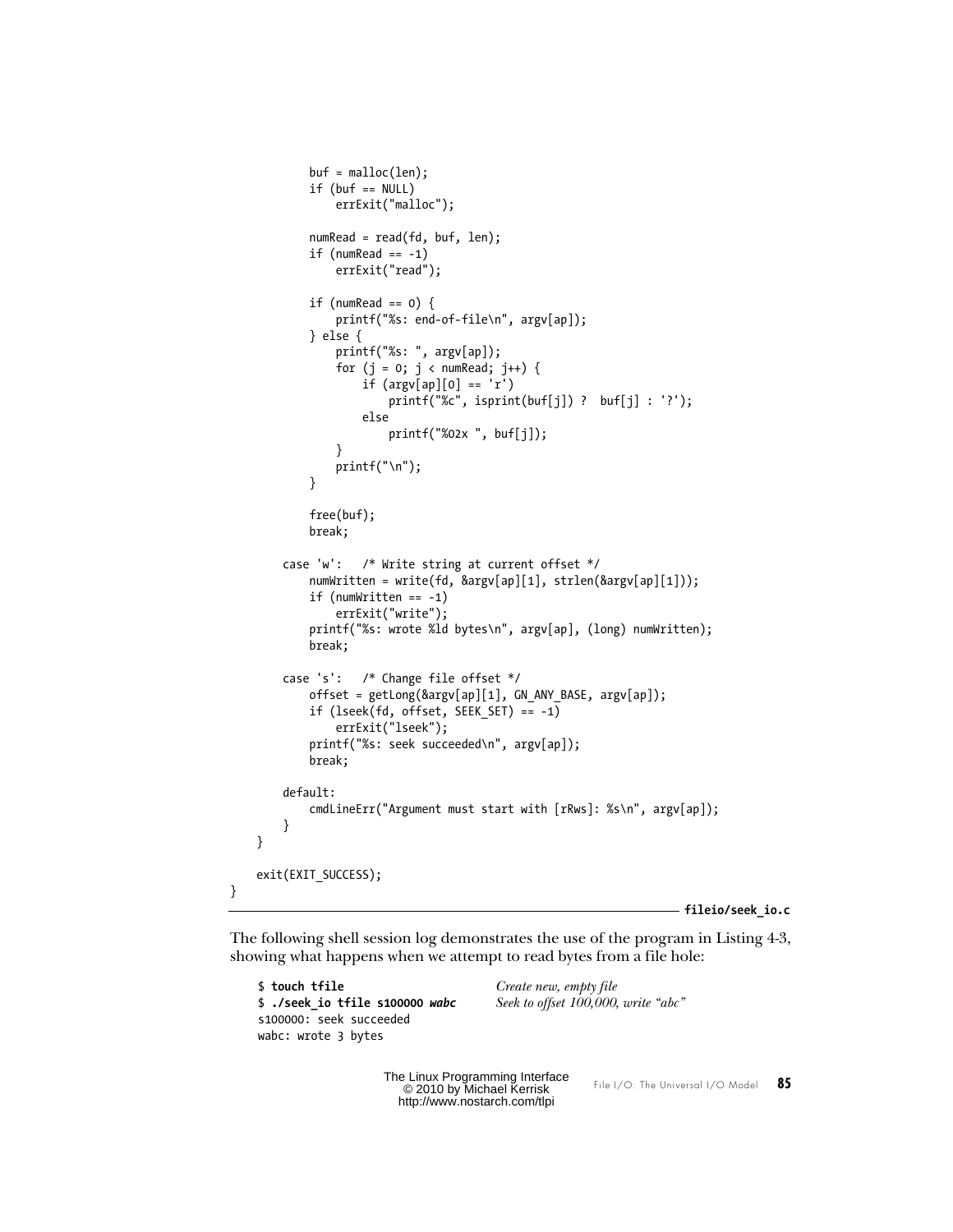```c
            buf = malloc(len);
            if (buf == NULL)
                errExit("malloc");

            numRead = read(fd, buf, len);
            if (numRead == -1)
                errExit("read");

            if (numRead == 0) {
                printf("%s: end-of-file\n", argv[ap]);
            } else {
                printf("%s: ", argv[ap]);
                for (j = 0; j < numRead; j++) {
                    if (argv[ap][0] == 'r')
                        printf("%c", isprint(buf[j]) ?  buf[j] : '?');
                    else
                        printf("%02x ", buf[j]);
                }
                printf("\n");
            }

            free(buf);
            break;

        case 'w':   /* Write string at current offset */
            numWritten = write(fd, &argv[ap][1], strlen(&argv[ap][1]));
            if (numWritten == -1)
                errExit("write");
            printf("%s: wrote %ld bytes\n", argv[ap], (long) numWritten);
            break;

        case 's':   /* Change file offset */
            offset = getLong(&argv[ap][1], GN_ANY_BASE, argv[ap]);
            if (lseek(fd, offset, SEEK_SET) == -1)
                errExit("lseek");
            printf("%s: seek succeeded\n", argv[ap]);
            break;

        default:
            cmdLineErr("Argument must start with [rRws]: %s\n", argv[ap]);
        }
    }

    exit(EXIT_SUCCESS);
}
```

**fileio/seek_io.c**

The following shell session log demonstrates the use of the program in Listing 4-3, showing what happens when we attempt to read bytes from a file hole:

```
$ touch tfile                         Create new, empty file
$ ./seek_io tfile s100000 wabc        Seek to offset 100,000, write "abc"
s100000: seek succeeded
wabc: wrote 3 bytes
```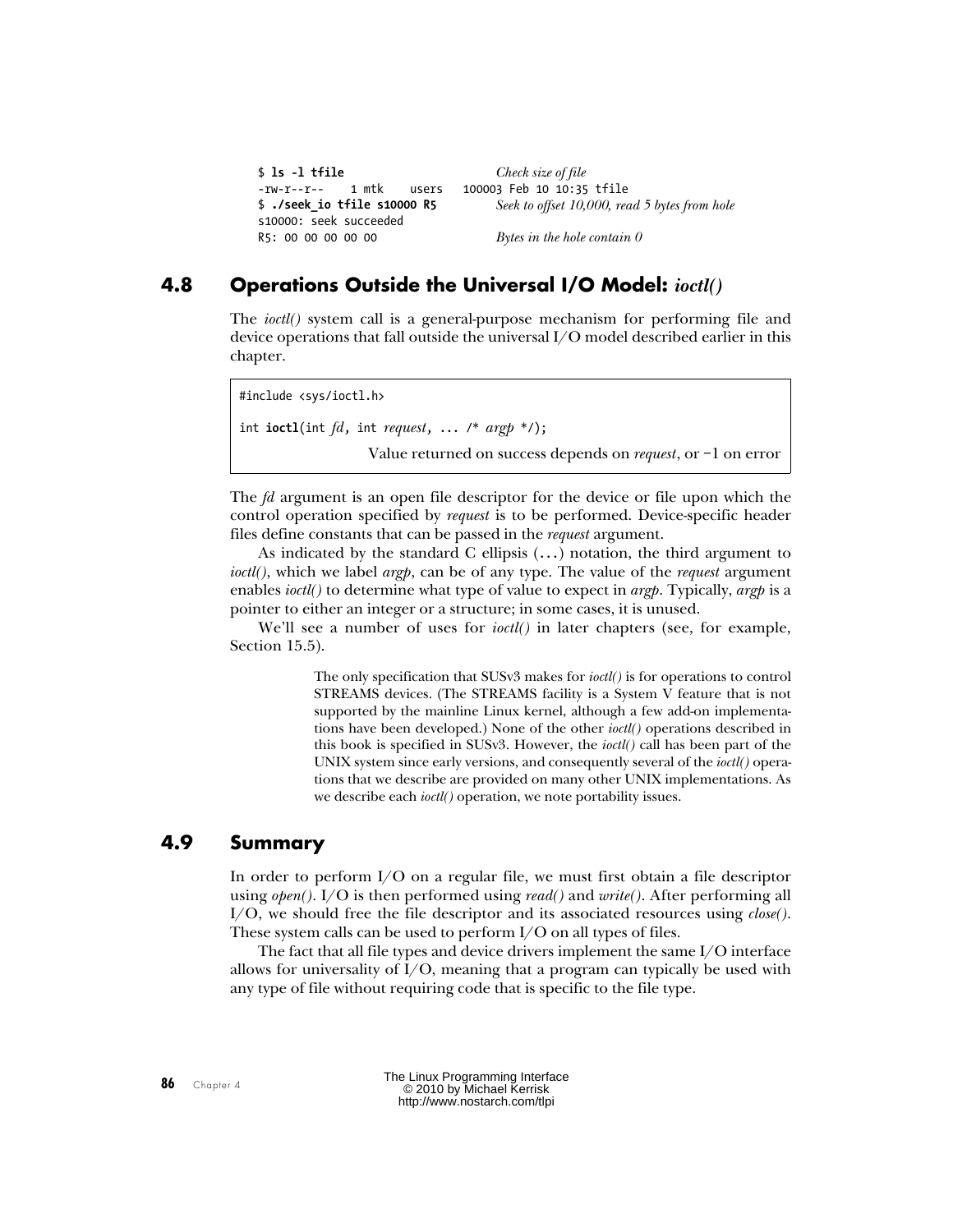```
$ ls -l tfile                          Check size of file
-rw-r--r--   1 mtk    users   100003 Feb 10 10:35 tfile
$ ./seek_io tfile s10000 R5            Seek to offset 10,000, read 5 bytes from hole
s10000: seek succeeded
R5: 00 00 00 00 00                     Bytes in the hole contain 0
```

## 4.8 Operations Outside the Universal I/O Model: *ioctl()*

The *ioctl()* system call is a general-purpose mechanism for performing file and device operations that fall outside the universal I/O model described earlier in this chapter.

```
#include <sys/ioctl.h>

int ioctl(int fd, int request, ... /* argp */);
```

Value returned on success depends on *request*, or –1 on error

The *fd* argument is an open file descriptor for the device or file upon which the control operation specified by *request* is to be performed. Device-specific header files define constants that can be passed in the *request* argument.

As indicated by the standard C ellipsis (...) notation, the third argument to *ioctl()*, which we label *argp*, can be of any type. The value of the *request* argument enables *ioctl()* to determine what type of value to expect in *argp*. Typically, *argp* is a pointer to either an integer or a structure; in some cases, it is unused.

We'll see a number of uses for *ioctl()* in later chapters (see, for example, Section 15.5).

> The only specification that SUSv3 makes for *ioctl()* is for operations to control STREAMS devices. (The STREAMS facility is a System V feature that is not supported by the mainline Linux kernel, although a few add-on implementations have been developed.) None of the other *ioctl()* operations described in this book is specified in SUSv3. However, the *ioctl()* call has been part of the UNIX system since early versions, and consequently several of the *ioctl()* operations that we describe are provided on many other UNIX implementations. As we describe each *ioctl()* operation, we note portability issues.

## 4.9 Summary

In order to perform I/O on a regular file, we must first obtain a file descriptor using *open()*. I/O is then performed using *read()* and *write()*. After performing all I/O, we should free the file descriptor and its associated resources using *close()*. These system calls can be used to perform I/O on all types of files.

The fact that all file types and device drivers implement the same I/O interface allows for universality of I/O, meaning that a program can typically be used with any type of file without requiring code that is specific to the file type.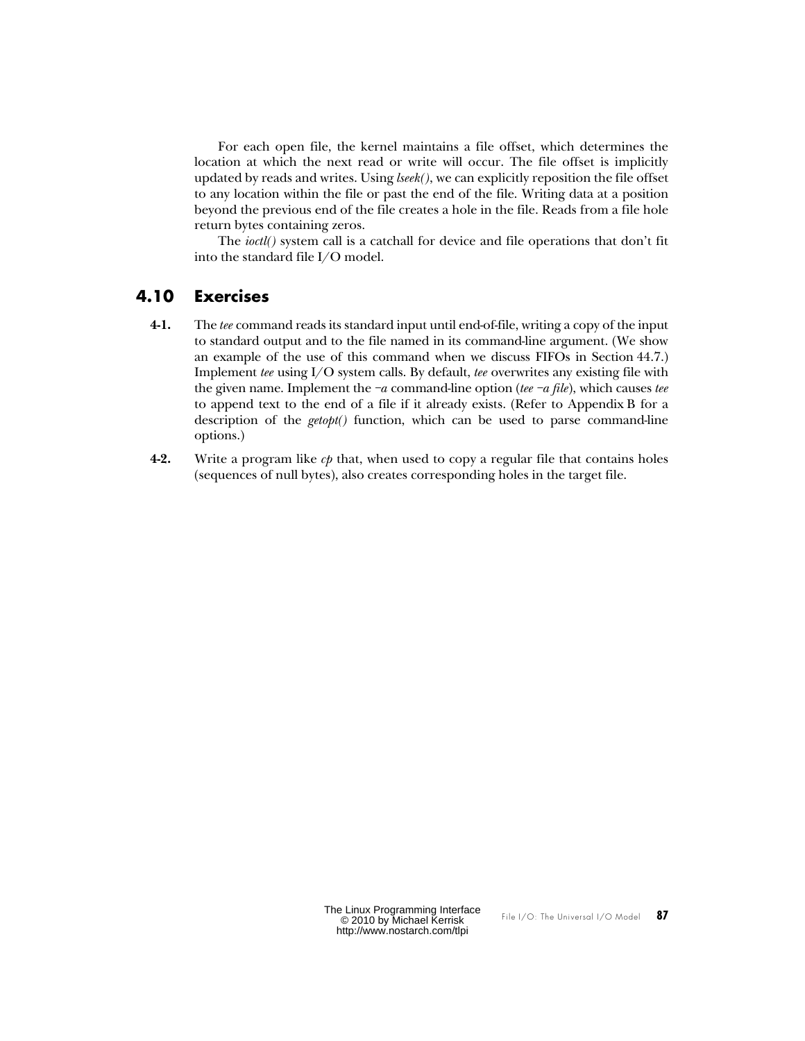For each open file, the kernel maintains a file offset, which determines the location at which the next read or write will occur. The file offset is implicitly updated by reads and writes. Using *lseek()*, we can explicitly reposition the file offset to any location within the file or past the end of the file. Writing data at a position beyond the previous end of the file creates a hole in the file. Reads from a file hole return bytes containing zeros.

The *ioctl()* system call is a catchall for device and file operations that don't fit into the standard file I/O model.

## 4.10 Exercises

**4-1.** The *tee* command reads its standard input until end-of-file, writing a copy of the input to standard output and to the file named in its command-line argument. (We show an example of the use of this command when we discuss FIFOs in Section 44.7.) Implement *tee* using I/O system calls. By default, *tee* overwrites any existing file with the given name. Implement the *–a* command-line option (*tee –a file*), which causes *tee* to append text to the end of a file if it already exists. (Refer to Appendix B for a description of the *getopt()* function, which can be used to parse command-line options.)

**4-2.** Write a program like *cp* that, when used to copy a regular file that contains holes (sequences of null bytes), also creates corresponding holes in the target file.